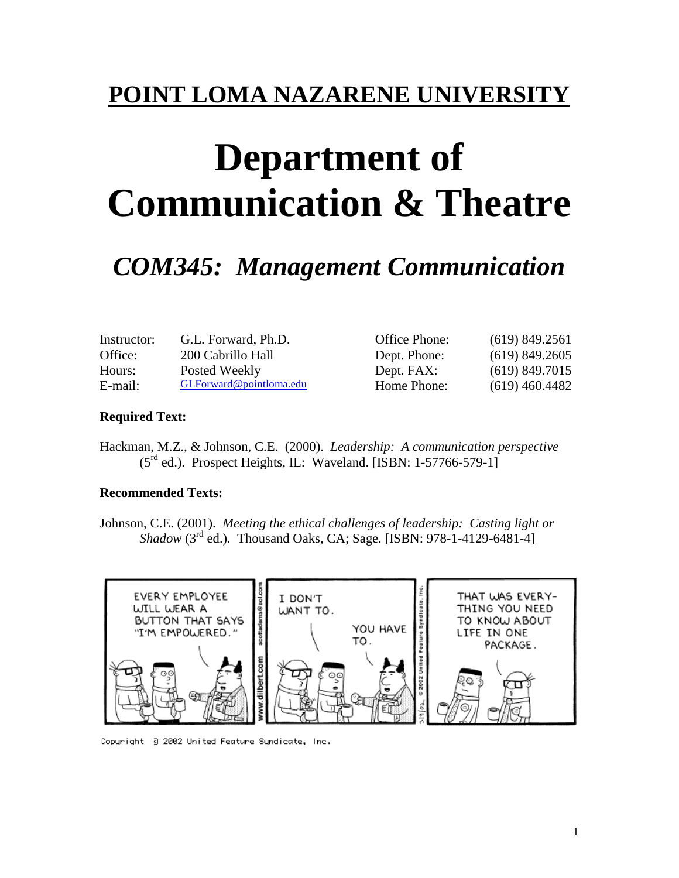# POINT LOMA NAZARENE UNIVERSITY

# Department of Communication & Theatre

## *COM345: Management Communication*

| | | | |
|---|---|---|---|
| Instructor: | G.L. Forward, Ph.D. | Office Phone: | (619) 849.2561 |
| Office: | 200 Cabrillo Hall | Dept. Phone: | (619) 849.2605 |
| Hours: | Posted Weekly | Dept. FAX: | (619) 849.7015 |
| E-mail: | GLForward@pointloma.edu | Home Phone: | (619) 460.4482 |

**Required Text:**

Hackman, M.Z., & Johnson, C.E. (2000). *Leadership: A communication perspective* (5th ed.). Prospect Heights, IL: Waveland. [ISBN: 1-57766-579-1]

**Recommended Texts:**

Johnson, C.E. (2001). *Meeting the ethical challenges of leadership: Casting light or Shadow* (3rd ed.). Thousand Oaks, CA; Sage. [ISBN: 978-1-4129-6481-4]

Copyright © 2002 United Feature Syndicate, Inc.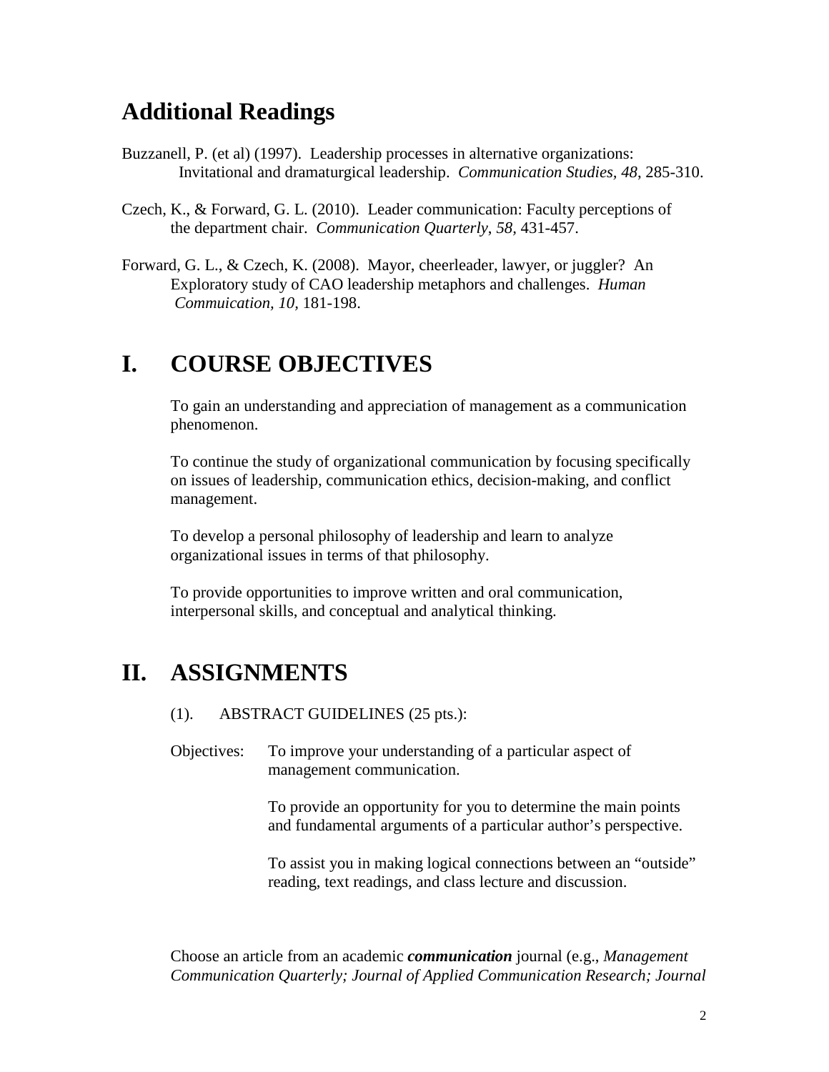## Additional Readings

Buzzanell, P. (et al) (1997). Leadership processes in alternative organizations: Invitational and dramaturgical leadership. *Communication Studies*, *48*, 285-310.

Czech, K., & Forward, G. L. (2010). Leader communication: Faculty perceptions of the department chair. *Communication Quarterly*, *58*, 431-457.

Forward, G. L., & Czech, K. (2008). Mayor, cheerleader, lawyer, or juggler? An Exploratory study of CAO leadership metaphors and challenges. *Human Commuication*, *10*, 181-198.

# I. COURSE OBJECTIVES

To gain an understanding and appreciation of management as a communication phenomenon.

To continue the study of organizational communication by focusing specifically on issues of leadership, communication ethics, decision-making, and conflict management.

To develop a personal philosophy of leadership and learn to analyze organizational issues in terms of that philosophy.

To provide opportunities to improve written and oral communication, interpersonal skills, and conceptual and analytical thinking.

# II. ASSIGNMENTS

(1). ABSTRACT GUIDELINES (25 pts.):

Objectives: To improve your understanding of a particular aspect of management communication.

To provide an opportunity for you to determine the main points and fundamental arguments of a particular author's perspective.

To assist you in making logical connections between an "outside" reading, text readings, and class lecture and discussion.

Choose an article from an academic ***communication*** journal (e.g., *Management Communication Quarterly; Journal of Applied Communication Research; Journal*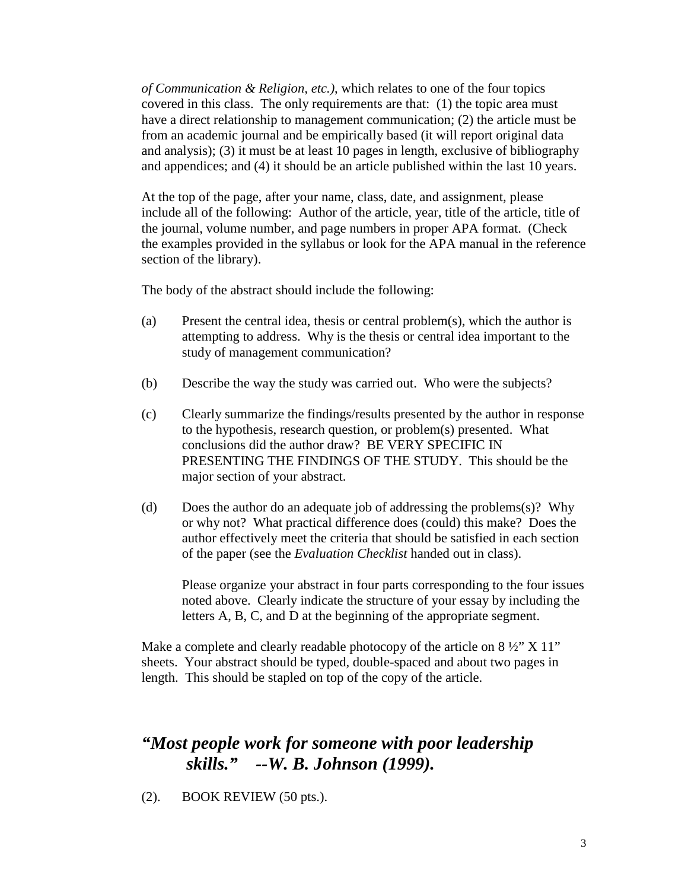*of Communication & Religion, etc.)*, which relates to one of the four topics covered in this class. The only requirements are that: (1) the topic area must have a direct relationship to management communication; (2) the article must be from an academic journal and be empirically based (it will report original data and analysis); (3) it must be at least 10 pages in length, exclusive of bibliography and appendices; and (4) it should be an article published within the last 10 years.

At the top of the page, after your name, class, date, and assignment, please include all of the following: Author of the article, year, title of the article, title of the journal, volume number, and page numbers in proper APA format. (Check the examples provided in the syllabus or look for the APA manual in the reference section of the library).

The body of the abstract should include the following:

(a) Present the central idea, thesis or central problem(s), which the author is attempting to address. Why is the thesis or central idea important to the study of management communication?

(b) Describe the way the study was carried out. Who were the subjects?

(c) Clearly summarize the findings/results presented by the author in response to the hypothesis, research question, or problem(s) presented. What conclusions did the author draw? BE VERY SPECIFIC IN PRESENTING THE FINDINGS OF THE STUDY. This should be the major section of your abstract.

(d) Does the author do an adequate job of addressing the problems(s)? Why or why not? What practical difference does (could) this make? Does the author effectively meet the criteria that should be satisfied in each section of the paper (see the *Evaluation Checklist* handed out in class).

Please organize your abstract in four parts corresponding to the four issues noted above. Clearly indicate the structure of your essay by including the letters A, B, C, and D at the beginning of the appropriate segment.

Make a complete and clearly readable photocopy of the article on 8 ½" X 11" sheets. Your abstract should be typed, double-spaced and about two pages in length. This should be stapled on top of the copy of the article.

### *"Most people work for someone with poor leadership skills." --W. B. Johnson (1999).*

(2). BOOK REVIEW (50 pts.).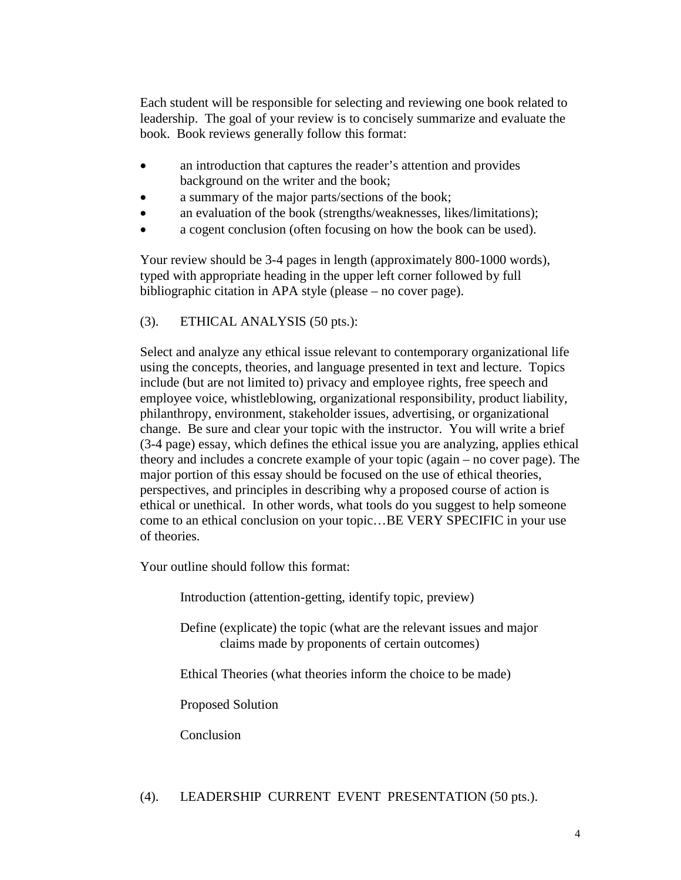Each student will be responsible for selecting and reviewing one book related to leadership. The goal of your review is to concisely summarize and evaluate the book. Book reviews generally follow this format:

- an introduction that captures the reader's attention and provides background on the writer and the book;
- a summary of the major parts/sections of the book;
- an evaluation of the book (strengths/weaknesses, likes/limitations);
- a cogent conclusion (often focusing on how the book can be used).

Your review should be 3-4 pages in length (approximately 800-1000 words), typed with appropriate heading in the upper left corner followed by full bibliographic citation in APA style (please – no cover page).

(3). ETHICAL ANALYSIS (50 pts.):

Select and analyze any ethical issue relevant to contemporary organizational life using the concepts, theories, and language presented in text and lecture. Topics include (but are not limited to) privacy and employee rights, free speech and employee voice, whistleblowing, organizational responsibility, product liability, philanthropy, environment, stakeholder issues, advertising, or organizational change. Be sure and clear your topic with the instructor. You will write a brief (3-4 page) essay, which defines the ethical issue you are analyzing, applies ethical theory and includes a concrete example of your topic (again – no cover page). The major portion of this essay should be focused on the use of ethical theories, perspectives, and principles in describing why a proposed course of action is ethical or unethical. In other words, what tools do you suggest to help someone come to an ethical conclusion on your topic…BE VERY SPECIFIC in your use of theories.

Your outline should follow this format:

> Introduction (attention-getting, identify topic, preview)
>
> Define (explicate) the topic (what are the relevant issues and major claims made by proponents of certain outcomes)
>
> Ethical Theories (what theories inform the choice to be made)
>
> Proposed Solution
>
> Conclusion

(4). LEADERSHIP CURRENT EVENT PRESENTATION (50 pts.).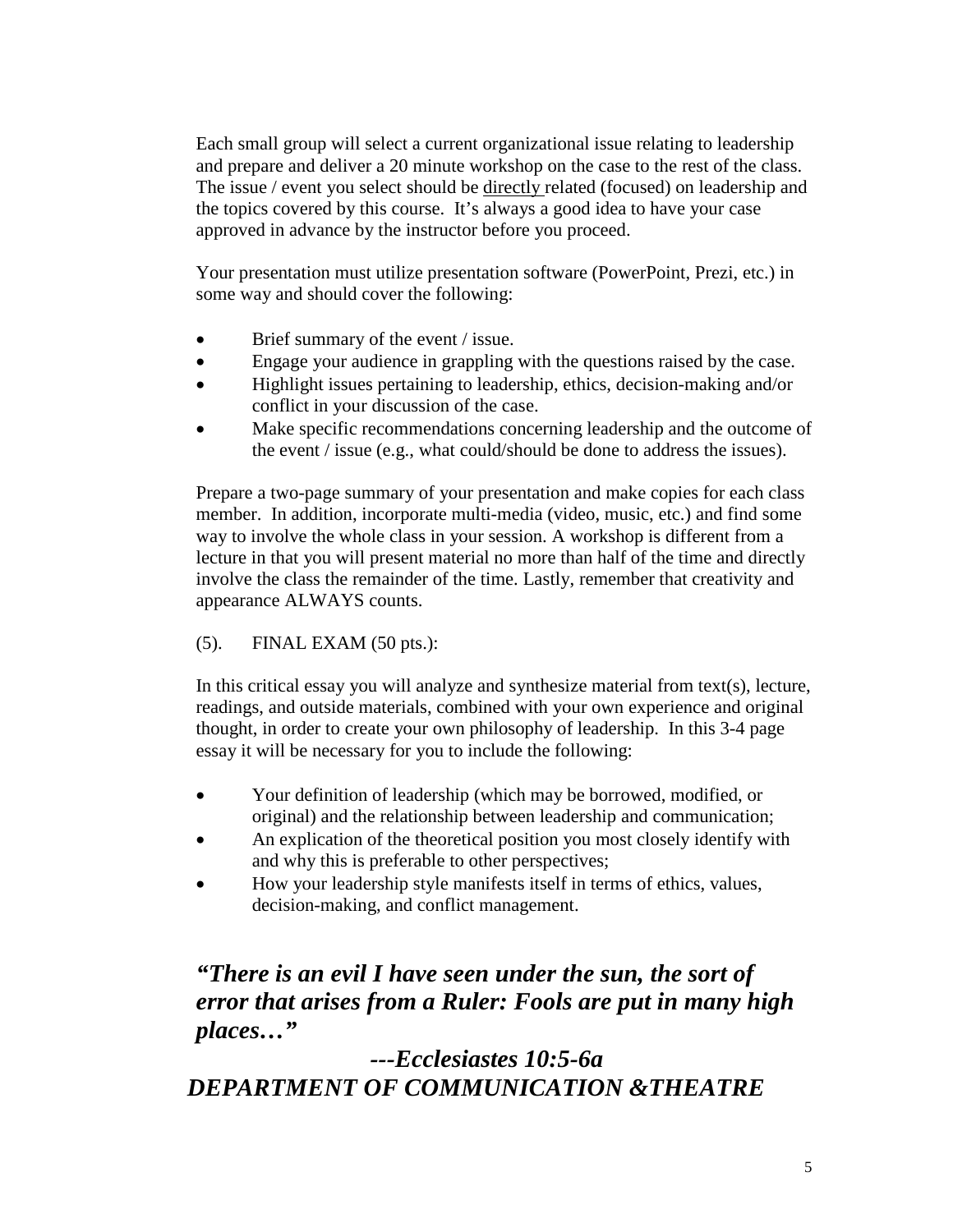Each small group will select a current organizational issue relating to leadership and prepare and deliver a 20 minute workshop on the case to the rest of the class. The issue / event you select should be directly related (focused) on leadership and the topics covered by this course. It's always a good idea to have your case approved in advance by the instructor before you proceed.

Your presentation must utilize presentation software (PowerPoint, Prezi, etc.) in some way and should cover the following:

- Brief summary of the event / issue.
- Engage your audience in grappling with the questions raised by the case.
- Highlight issues pertaining to leadership, ethics, decision-making and/or conflict in your discussion of the case.
- Make specific recommendations concerning leadership and the outcome of the event / issue (e.g., what could/should be done to address the issues).

Prepare a two-page summary of your presentation and make copies for each class member. In addition, incorporate multi-media (video, music, etc.) and find some way to involve the whole class in your session. A workshop is different from a lecture in that you will present material no more than half of the time and directly involve the class the remainder of the time. Lastly, remember that creativity and appearance ALWAYS counts.

(5). FINAL EXAM (50 pts.):

In this critical essay you will analyze and synthesize material from text(s), lecture, readings, and outside materials, combined with your own experience and original thought, in order to create your own philosophy of leadership. In this 3-4 page essay it will be necessary for you to include the following:

- Your definition of leadership (which may be borrowed, modified, or original) and the relationship between leadership and communication;
- An explication of the theoretical position you most closely identify with and why this is preferable to other perspectives;
- How your leadership style manifests itself in terms of ethics, values, decision-making, and conflict management.

***"There is an evil I have seen under the sun, the sort of error that arises from a Ruler: Fools are put in many high places…"***

***---Ecclesiastes 10:5-6a***

***DEPARTMENT OF COMMUNICATION &THEATRE***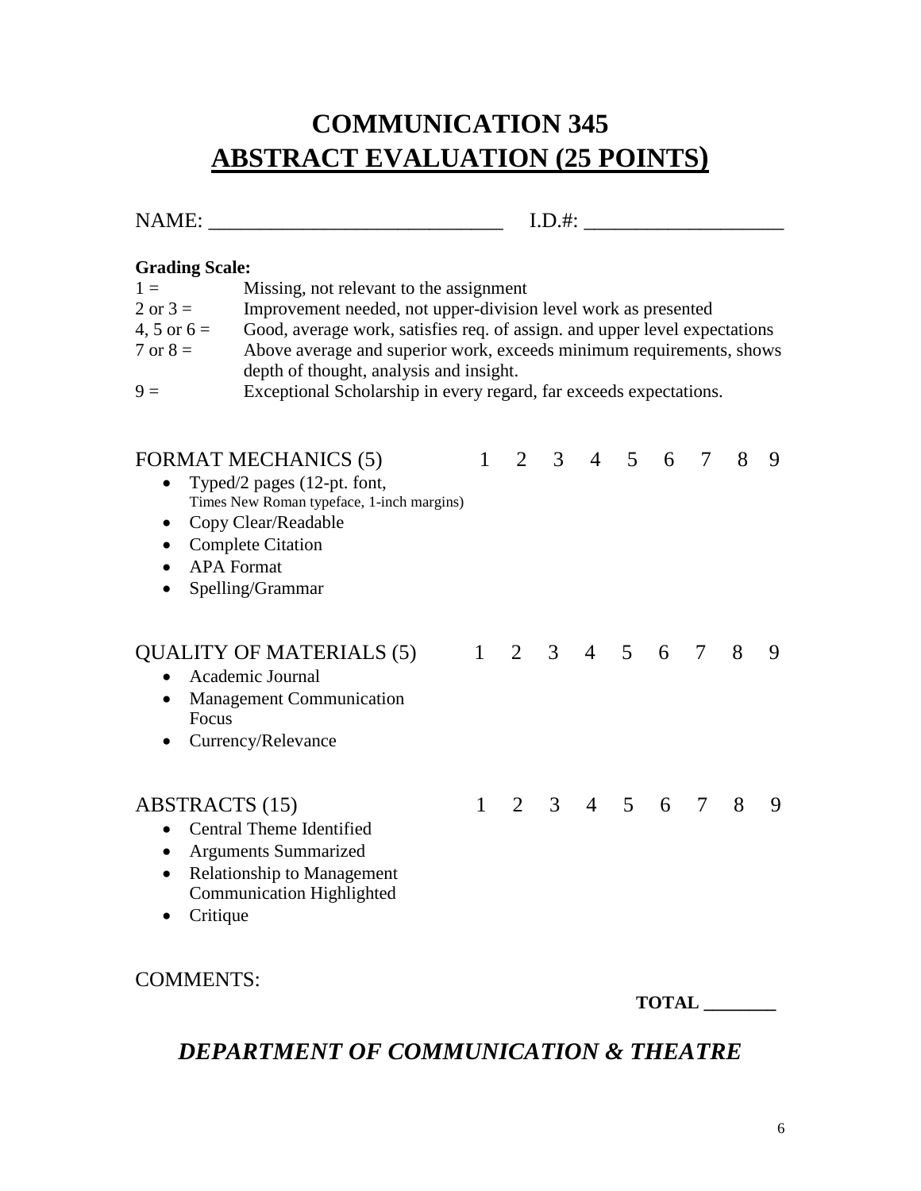# COMMUNICATION 345
## ABSTRACT EVALUATION (25 POINTS)

NAME: ____________________________ I.D.#: ___________________

**Grading Scale:**

| | |
|---|---|
| 1 = | Missing, not relevant to the assignment |
| 2 or 3 = | Improvement needed, not upper-division level work as presented |
| 4, 5 or 6 = | Good, average work, satisfies req. of assign. and upper level expectations |
| 7 or 8 = | Above average and superior work, exceeds minimum requirements, shows depth of thought, analysis and insight. |
| 9 = | Exceptional Scholarship in every regard, far exceeds expectations. |

FORMAT MECHANICS (5) 1 2 3 4 5 6 7 8 9

- Typed/2 pages (12-pt. font, Times New Roman typeface, 1-inch margins)
- Copy Clear/Readable
- Complete Citation
- APA Format
- Spelling/Grammar

QUALITY OF MATERIALS (5) 1 2 3 4 5 6 7 8 9

- Academic Journal
- Management Communication Focus
- Currency/Relevance

ABSTRACTS (15) 1 2 3 4 5 6 7 8 9

- Central Theme Identified
- Arguments Summarized
- Relationship to Management Communication Highlighted
- Critique

COMMENTS:

**TOTAL ________**

***DEPARTMENT OF COMMUNICATION & THEATRE***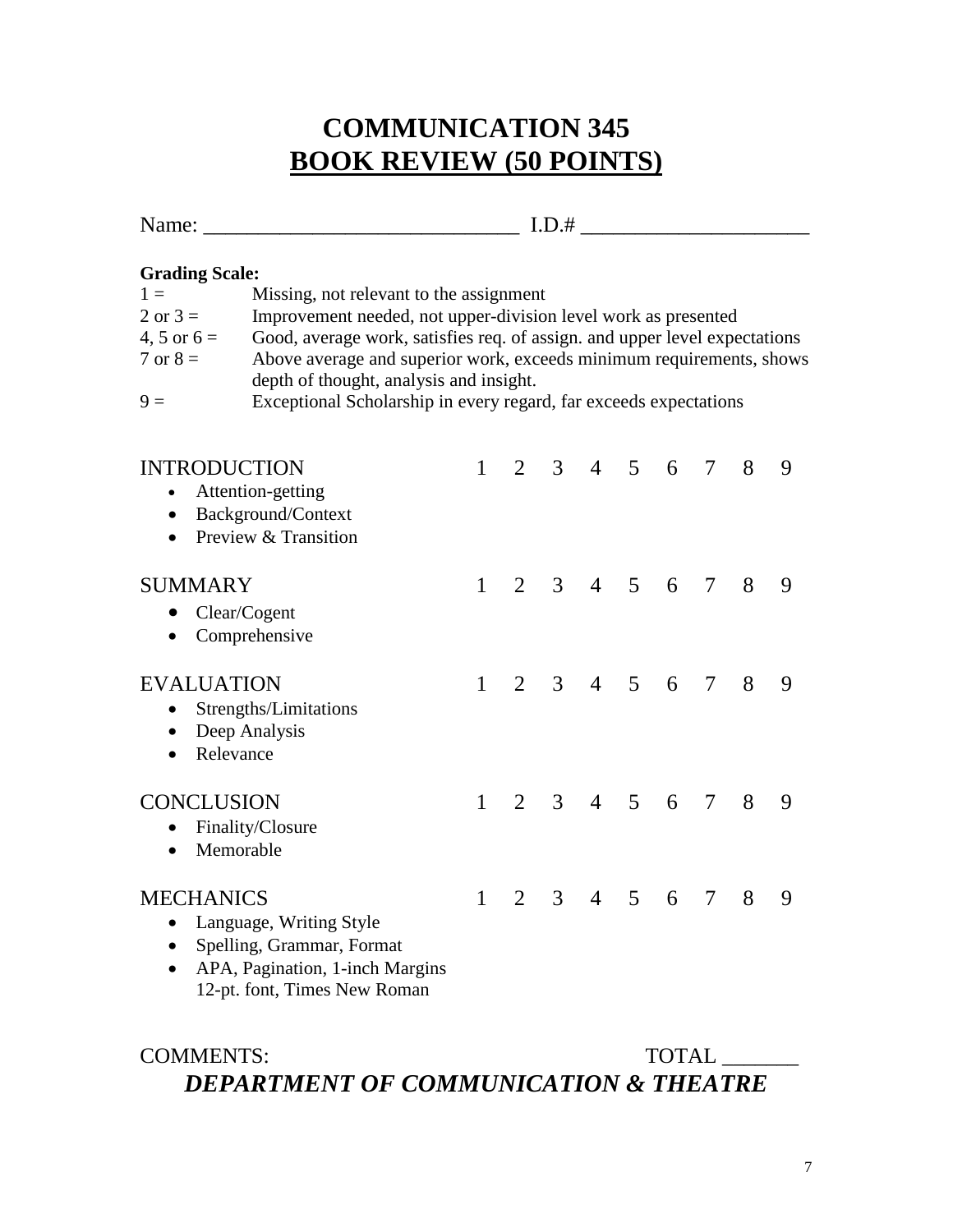# COMMUNICATION 345

## BOOK REVIEW (50 POINTS)

Name: ____________________________ I.D.# ____________________

**Grading Scale:**

| | |
|---|---|
| 1 = | Missing, not relevant to the assignment |
| 2 or 3 = | Improvement needed, not upper-division level work as presented |
| 4, 5 or 6 = | Good, average work, satisfies req. of assign. and upper level expectations |
| 7 or 8 = | Above average and superior work, exceeds minimum requirements, shows depth of thought, analysis and insight. |
| 9 = | Exceptional Scholarship in every regard, far exceeds expectations |

INTRODUCTION 1 2 3 4 5 6 7 8 9

- Attention-getting
- Background/Context
- Preview & Transition

SUMMARY 1 2 3 4 5 6 7 8 9

- Clear/Cogent
- Comprehensive

EVALUATION 1 2 3 4 5 6 7 8 9

- Strengths/Limitations
- Deep Analysis
- Relevance

CONCLUSION 1 2 3 4 5 6 7 8 9

- Finality/Closure
- Memorable

MECHANICS 1 2 3 4 5 6 7 8 9

- Language, Writing Style
- Spelling, Grammar, Format
- APA, Pagination, 1-inch Margins 12-pt. font, Times New Roman

COMMENTS: TOTAL _______

***DEPARTMENT OF COMMUNICATION & THEATRE***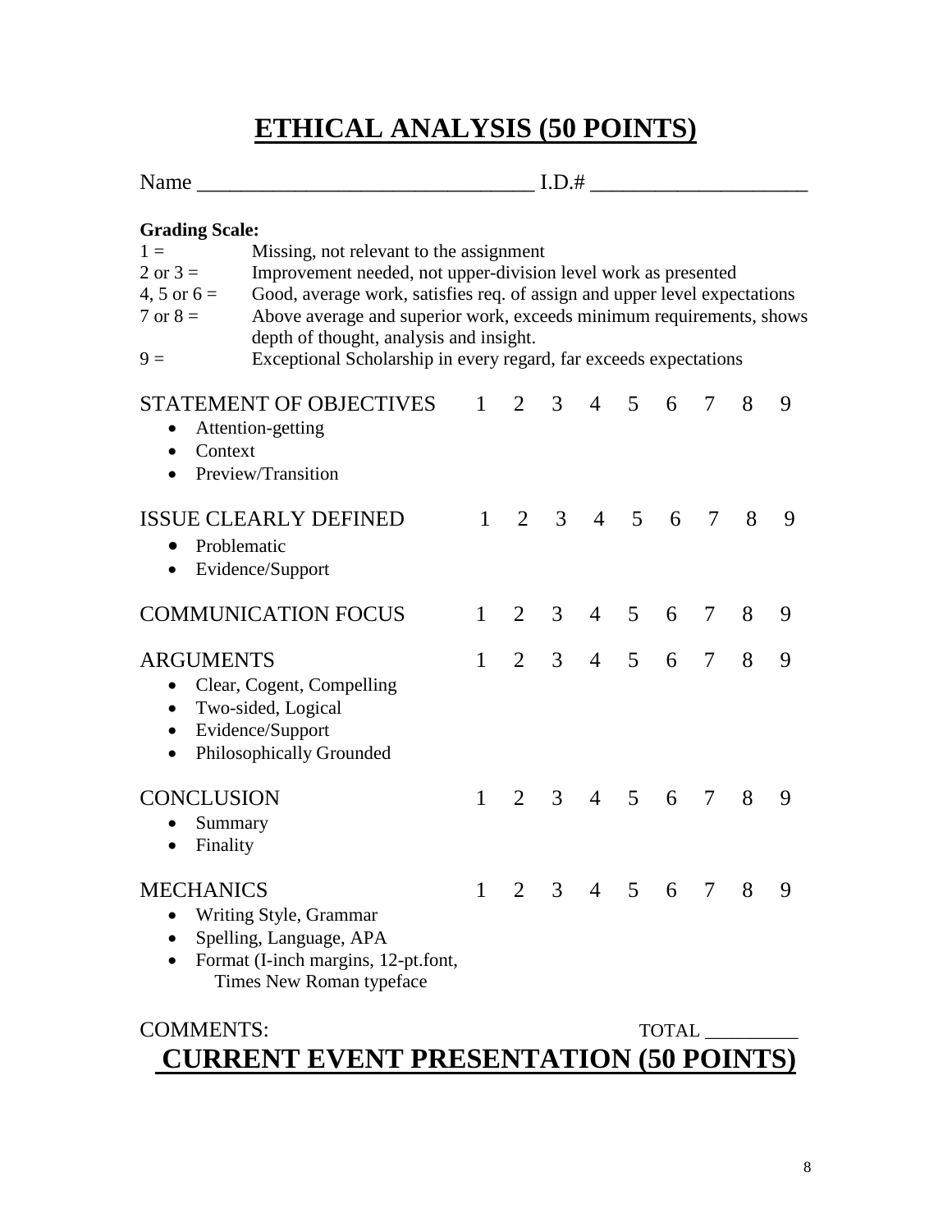# ETHICAL ANALYSIS (50 POINTS)

Name ________________________________ I.D.# ____________________

**Grading Scale:**

| | |
|---|---|
| 1 = | Missing, not relevant to the assignment |
| 2 or 3 = | Improvement needed, not upper-division level work as presented |
| 4, 5 or 6 = | Good, average work, satisfies req. of assign and upper level expectations |
| 7 or 8 = | Above average and superior work, exceeds minimum requirements, shows depth of thought, analysis and insight. |
| 9 = | Exceptional Scholarship in every regard, far exceeds expectations |

STATEMENT OF OBJECTIVES 1 2 3 4 5 6 7 8 9

- Attention-getting
- Context
- Preview/Transition

ISSUE CLEARLY DEFINED 1 2 3 4 5 6 7 8 9

- Problematic
- Evidence/Support

COMMUNICATION FOCUS 1 2 3 4 5 6 7 8 9

ARGUMENTS 1 2 3 4 5 6 7 8 9

- Clear, Cogent, Compelling
- Two-sided, Logical
- Evidence/Support
- Philosophically Grounded

CONCLUSION 1 2 3 4 5 6 7 8 9

- Summary
- Finality

MECHANICS 1 2 3 4 5 6 7 8 9

- Writing Style, Grammar
- Spelling, Language, APA
- Format (I-inch margins, 12-pt.font, Times New Roman typeface

COMMENTS: TOTAL __________

# CURRENT EVENT PRESENTATION (50 POINTS)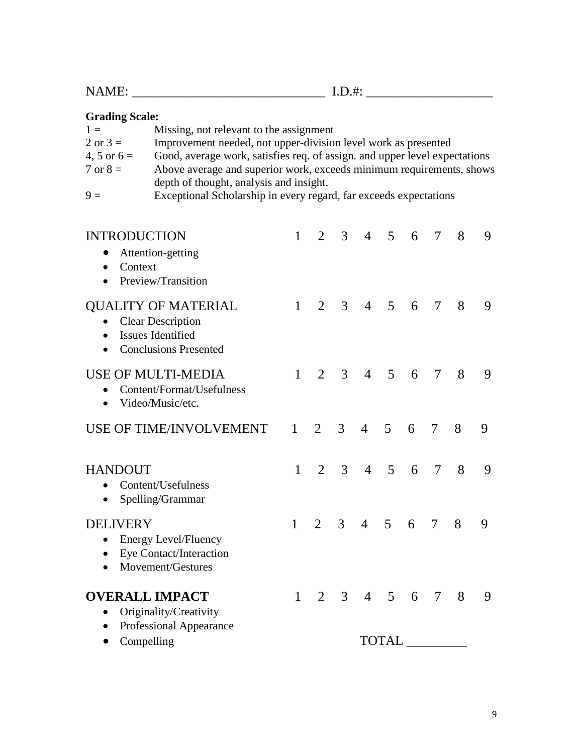NAME: _____________________________ I.D.#: ___________________

**Grading Scale:**

| | |
|---|---|
| 1 = | Missing, not relevant to the assignment |
| 2 or 3 = | Improvement needed, not upper-division level work as presented |
| 4, 5 or 6 = | Good, average work, satisfies req. of assign. and upper level expectations |
| 7 or 8 = | Above average and superior work, exceeds minimum requirements, shows depth of thought, analysis and insight. |
| 9 = | Exceptional Scholarship in every regard, far exceeds expectations |

INTRODUCTION 1 2 3 4 5 6 7 8 9

- Attention-getting
- Context
- Preview/Transition

QUALITY OF MATERIAL 1 2 3 4 5 6 7 8 9

- Clear Description
- Issues Identified
- Conclusions Presented

USE OF MULTI-MEDIA 1 2 3 4 5 6 7 8 9

- Content/Format/Usefulness
- Video/Music/etc.

USE OF TIME/INVOLVEMENT 1 2 3 4 5 6 7 8 9

HANDOUT 1 2 3 4 5 6 7 8 9

- Content/Usefulness
- Spelling/Grammar

DELIVERY 1 2 3 4 5 6 7 8 9

- Energy Level/Fluency
- Eye Contact/Interaction
- Movement/Gestures

**OVERALL IMPACT** 1 2 3 4 5 6 7 8 9

- Originality/Creativity
- Professional Appearance
- Compelling

TOTAL _________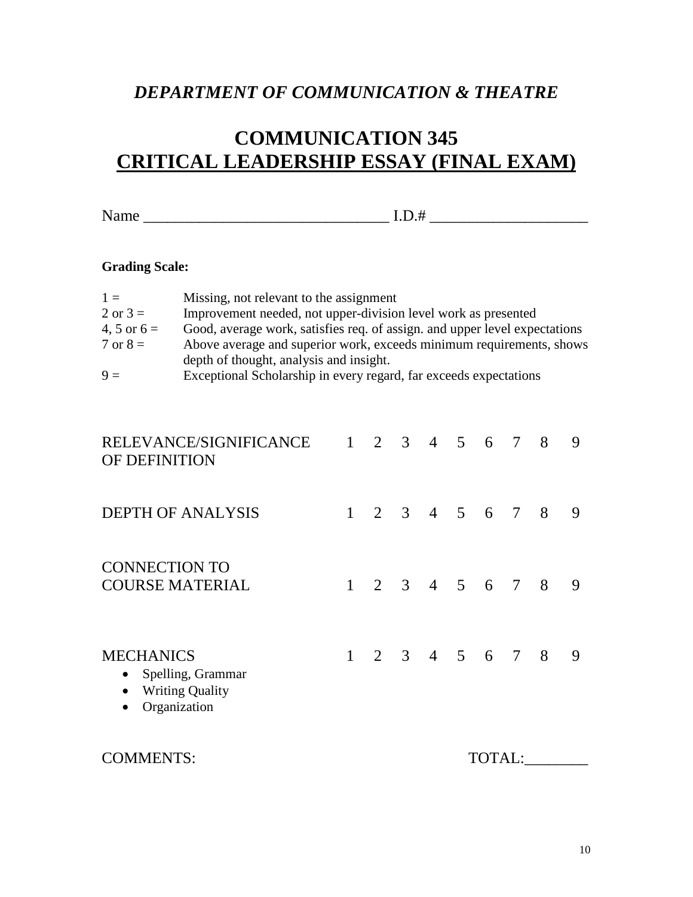*DEPARTMENT OF COMMUNICATION & THEATRE*

# COMMUNICATION 345
# CRITICAL LEADERSHIP ESSAY (FINAL EXAM)

Name ______________________________ I.D.# ___________________

**Grading Scale:**

| | |
|---|---|
| 1 = | Missing, not relevant to the assignment |
| 2 or 3 = | Improvement needed, not upper-division level work as presented |
| 4, 5 or 6 = | Good, average work, satisfies req. of assign. and upper level expectations |
| 7 or 8 = | Above average and superior work, exceeds minimum requirements, shows depth of thought, analysis and insight. |
| 9 = | Exceptional Scholarship in every regard, far exceeds expectations |

| | | | | | | | | | |
|---|---|---|---|---|---|---|---|---|---|
| RELEVANCE/SIGNIFICANCE OF DEFINITION | 1 | 2 | 3 | 4 | 5 | 6 | 7 | 8 | 9 |
| DEPTH OF ANALYSIS | 1 | 2 | 3 | 4 | 5 | 6 | 7 | 8 | 9 |
| CONNECTION TO COURSE MATERIAL | 1 | 2 | 3 | 4 | 5 | 6 | 7 | 8 | 9 |
| MECHANICS | 1 | 2 | 3 | 4 | 5 | 6 | 7 | 8 | 9 |

MECHANICS:
- Spelling, Grammar
- Writing Quality
- Organization

COMMENTS: TOTAL:________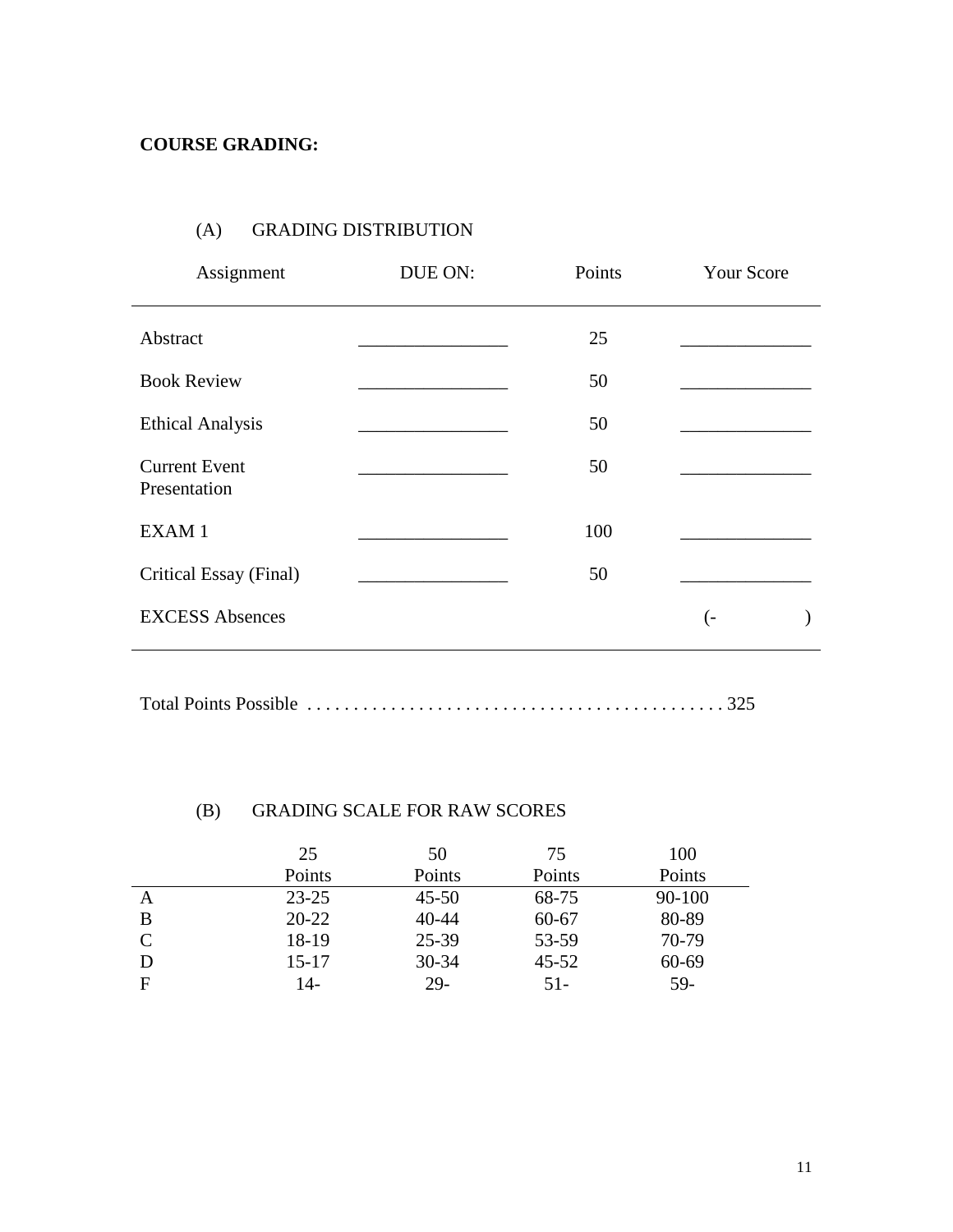**COURSE GRADING:**

(A) GRADING DISTRIBUTION

| Assignment | DUE ON: | Points | Your Score |
|---|---|---|---|
| Abstract | ________________ | 25 | ______________ |
| Book Review | ________________ | 50 | ______________ |
| Ethical Analysis | ________________ | 50 | ______________ |
| Current Event Presentation | ________________ | 50 | ______________ |
| EXAM 1 | ________________ | 100 | ______________ |
| Critical Essay (Final) | ________________ | 50 | ______________ |
| EXCESS Absences | | | (- ) |

Total Points Possible . . . . . . . . . . . . . . . . . . . . . . . . . . . . . . . . . . . . . . . . . . . . 325

(B) GRADING SCALE FOR RAW SCORES

| | 25 Points | 50 Points | 75 Points | 100 Points |
|---|---|---|---|---|
| A | 23-25 | 45-50 | 68-75 | 90-100 |
| B | 20-22 | 40-44 | 60-67 | 80-89 |
| C | 18-19 | 25-39 | 53-59 | 70-79 |
| D | 15-17 | 30-34 | 45-52 | 60-69 |
| F | 14- | 29- | 51- | 59- |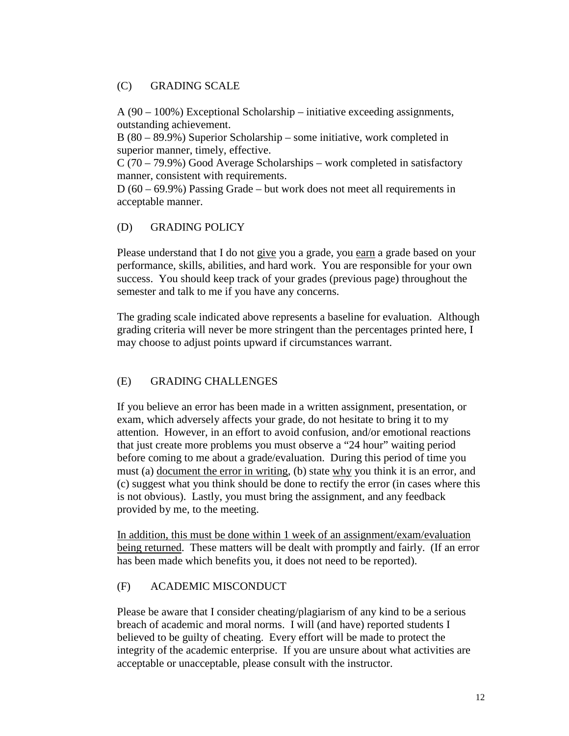## (C) GRADING SCALE

A (90 – 100%) Exceptional Scholarship – initiative exceeding assignments, outstanding achievement.
B (80 – 89.9%) Superior Scholarship – some initiative, work completed in superior manner, timely, effective.
C (70 – 79.9%) Good Average Scholarships – work completed in satisfactory manner, consistent with requirements.
D (60 – 69.9%) Passing Grade – but work does not meet all requirements in acceptable manner.

## (D) GRADING POLICY

Please understand that I do not <u>give</u> you a grade, you <u>earn</u> a grade based on your performance, skills, abilities, and hard work. You are responsible for your own success. You should keep track of your grades (previous page) throughout the semester and talk to me if you have any concerns.

The grading scale indicated above represents a baseline for evaluation. Although grading criteria will never be more stringent than the percentages printed here, I may choose to adjust points upward if circumstances warrant.

## (E) GRADING CHALLENGES

If you believe an error has been made in a written assignment, presentation, or exam, which adversely affects your grade, do not hesitate to bring it to my attention. However, in an effort to avoid confusion, and/or emotional reactions that just create more problems you must observe a "24 hour" waiting period before coming to me about a grade/evaluation. During this period of time you must (a) <u>document the error in writing</u>, (b) state <u>why</u> you think it is an error, and (c) suggest what you think should be done to rectify the error (in cases where this is not obvious). Lastly, you must bring the assignment, and any feedback provided by me, to the meeting.

<u>In addition, this must be done within 1 week of an assignment/exam/evaluation being returned</u>. These matters will be dealt with promptly and fairly. (If an error has been made which benefits you, it does not need to be reported).

## (F) ACADEMIC MISCONDUCT

Please be aware that I consider cheating/plagiarism of any kind to be a serious breach of academic and moral norms. I will (and have) reported students I believed to be guilty of cheating. Every effort will be made to protect the integrity of the academic enterprise. If you are unsure about what activities are acceptable or unacceptable, please consult with the instructor.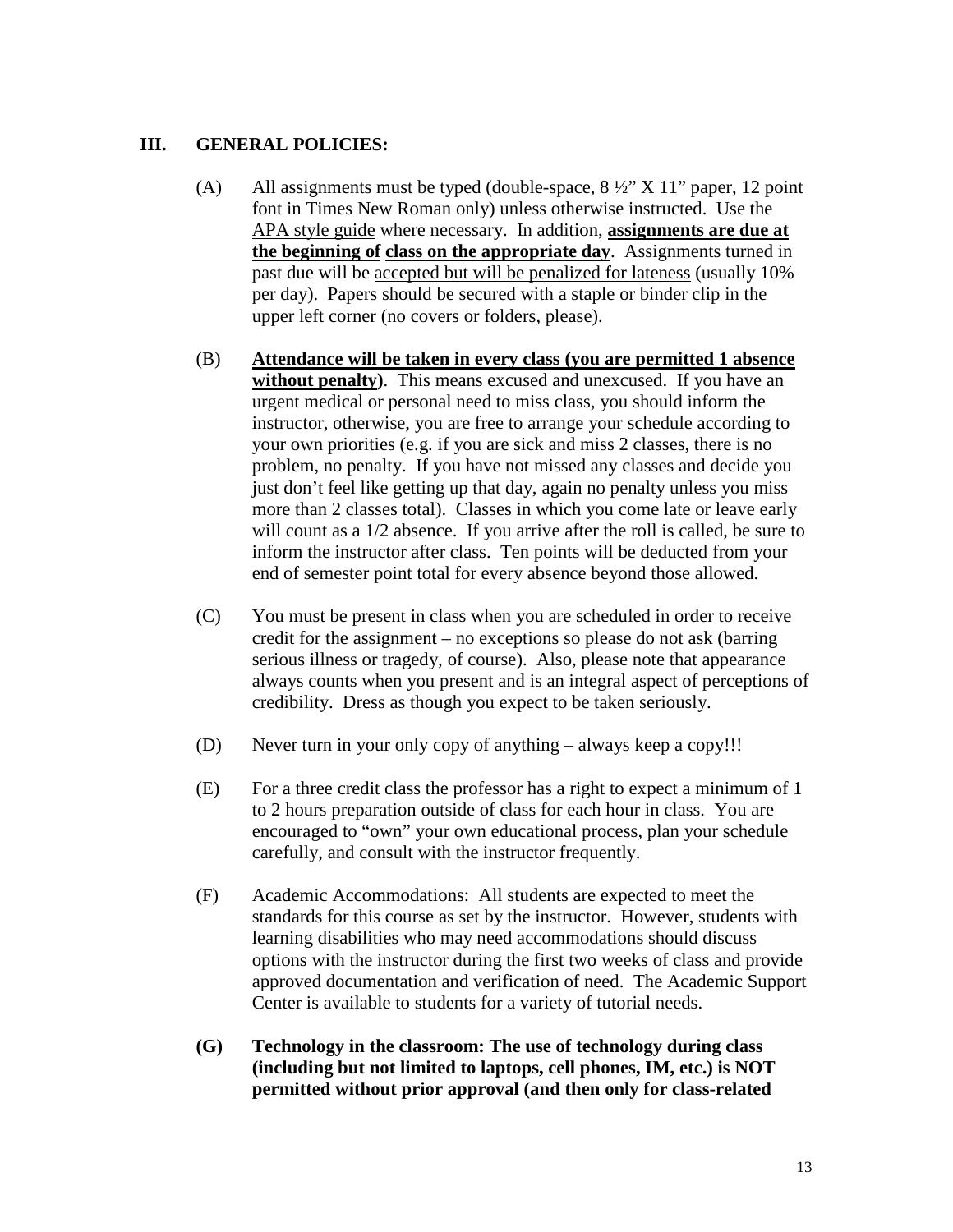## III. GENERAL POLICIES:

(A) All assignments must be typed (double-space, 8 ½" X 11" paper, 12 point font in Times New Roman only) unless otherwise instructed. Use the <u>APA style guide</u> where necessary. In addition, **<u>assignments are due at the beginning of class on the appropriate day</u>**. Assignments turned in past due will be <u>accepted but will be penalized for lateness</u> (usually 10% per day). Papers should be secured with a staple or binder clip in the upper left corner (no covers or folders, please).

(B) **<u>Attendance will be taken in every class (you are permitted 1 absence without penalty)</u>**. This means excused and unexcused. If you have an urgent medical or personal need to miss class, you should inform the instructor, otherwise, you are free to arrange your schedule according to your own priorities (e.g. if you are sick and miss 2 classes, there is no problem, no penalty. If you have not missed any classes and decide you just don't feel like getting up that day, again no penalty unless you miss more than 2 classes total). Classes in which you come late or leave early will count as a 1/2 absence. If you arrive after the roll is called, be sure to inform the instructor after class. Ten points will be deducted from your end of semester point total for every absence beyond those allowed.

(C) You must be present in class when you are scheduled in order to receive credit for the assignment – no exceptions so please do not ask (barring serious illness or tragedy, of course). Also, please note that appearance always counts when you present and is an integral aspect of perceptions of credibility. Dress as though you expect to be taken seriously.

(D) Never turn in your only copy of anything – always keep a copy!!!

(E) For a three credit class the professor has a right to expect a minimum of 1 to 2 hours preparation outside of class for each hour in class. You are encouraged to "own" your own educational process, plan your schedule carefully, and consult with the instructor frequently.

(F) Academic Accommodations: All students are expected to meet the standards for this course as set by the instructor. However, students with learning disabilities who may need accommodations should discuss options with the instructor during the first two weeks of class and provide approved documentation and verification of need. The Academic Support Center is available to students for a variety of tutorial needs.

**(G) Technology in the classroom: The use of technology during class (including but not limited to laptops, cell phones, IM, etc.) is NOT permitted without prior approval (and then only for class-related**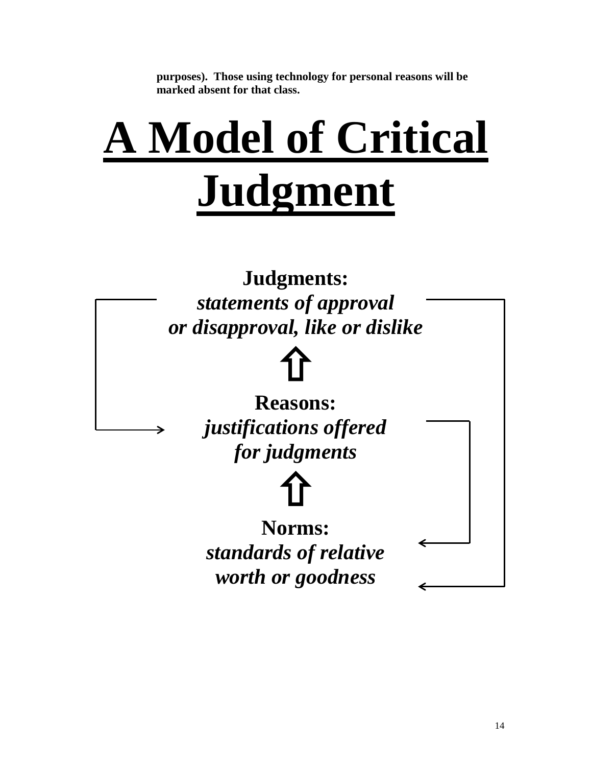**purposes). Those using technology for personal reasons will be marked absent for that class.**

# A Model of Critical Judgment

**Judgments:**
***statements of approval or disapproval, like or dislike***

⇧

**Reasons:**
***justifications offered for judgments***

⇧

**Norms:**
***standards of relative worth or goodness***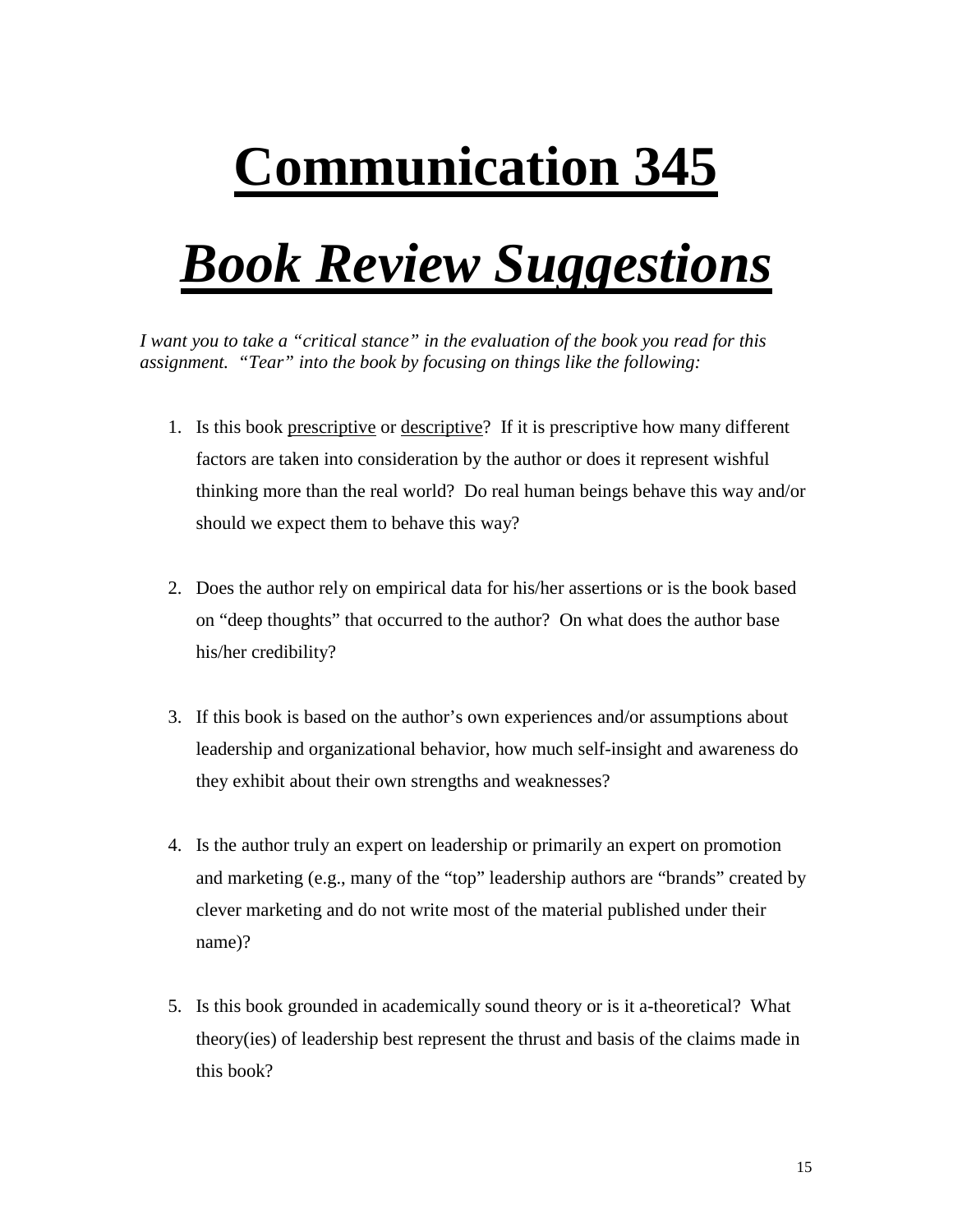# **Communication 345**

# ***Book Review Suggestions***

*I want you to take a "critical stance" in the evaluation of the book you read for this assignment. "Tear" into the book by focusing on things like the following:*

1. Is this book prescriptive or descriptive? If it is prescriptive how many different factors are taken into consideration by the author or does it represent wishful thinking more than the real world? Do real human beings behave this way and/or should we expect them to behave this way?

2. Does the author rely on empirical data for his/her assertions or is the book based on "deep thoughts" that occurred to the author? On what does the author base his/her credibility?

3. If this book is based on the author's own experiences and/or assumptions about leadership and organizational behavior, how much self-insight and awareness do they exhibit about their own strengths and weaknesses?

4. Is the author truly an expert on leadership or primarily an expert on promotion and marketing (e.g., many of the "top" leadership authors are "brands" created by clever marketing and do not write most of the material published under their name)?

5. Is this book grounded in academically sound theory or is it a-theoretical? What theory(ies) of leadership best represent the thrust and basis of the claims made in this book?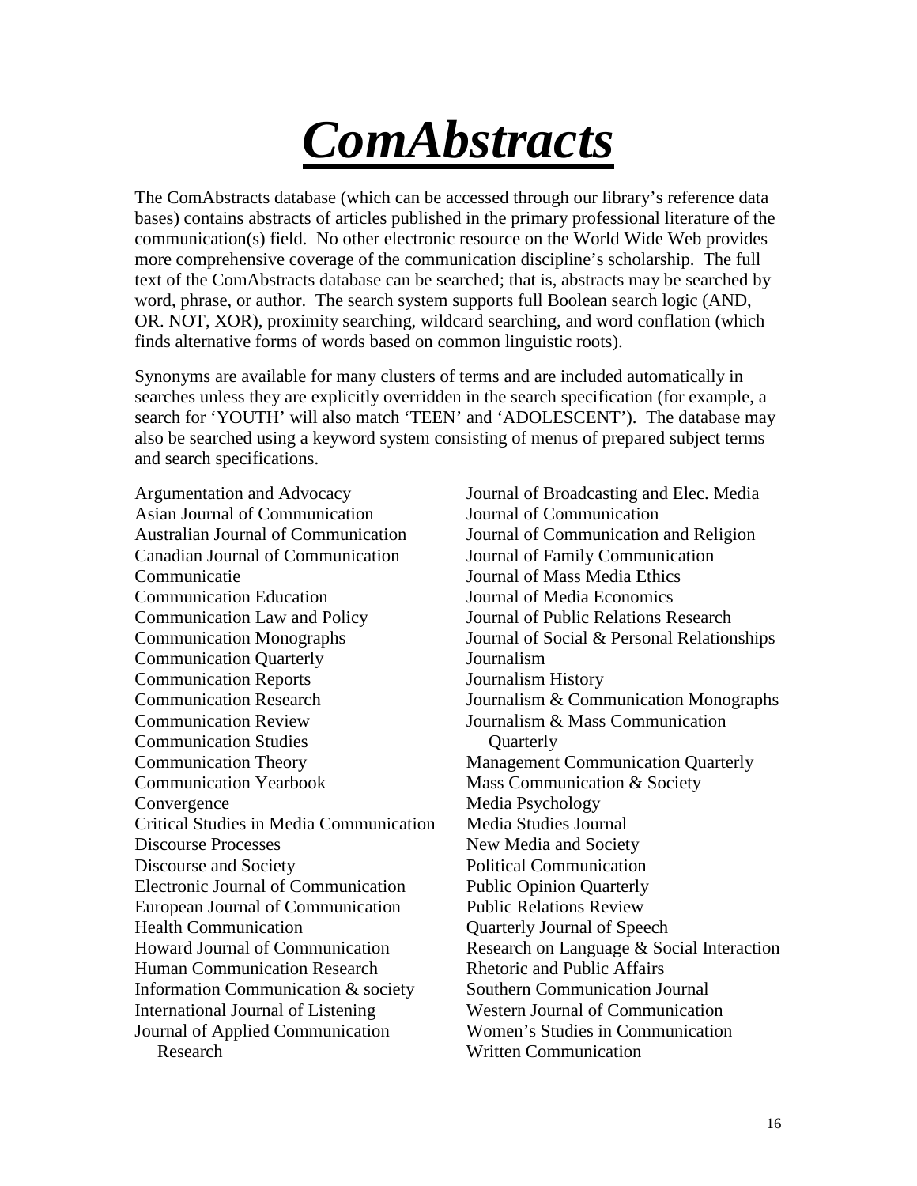# ***ComAbstracts***

The ComAbstracts database (which can be accessed through our library's reference data bases) contains abstracts of articles published in the primary professional literature of the communication(s) field. No other electronic resource on the World Wide Web provides more comprehensive coverage of the communication discipline's scholarship. The full text of the ComAbstracts database can be searched; that is, abstracts may be searched by word, phrase, or author. The search system supports full Boolean search logic (AND, OR. NOT, XOR), proximity searching, wildcard searching, and word conflation (which finds alternative forms of words based on common linguistic roots).

Synonyms are available for many clusters of terms and are included automatically in searches unless they are explicitly overridden in the search specification (for example, a search for 'YOUTH' will also match 'TEEN' and 'ADOLESCENT'). The database may also be searched using a keyword system consisting of menus of prepared subject terms and search specifications.

Argumentation and Advocacy
Asian Journal of Communication
Australian Journal of Communication
Canadian Journal of Communication
Communicatie
Communication Education
Communication Law and Policy
Communication Monographs
Communication Quarterly
Communication Reports
Communication Research
Communication Review
Communication Studies
Communication Theory
Communication Yearbook
Convergence
Critical Studies in Media Communication
Discourse Processes
Discourse and Society
Electronic Journal of Communication
European Journal of Communication
Health Communication
Howard Journal of Communication
Human Communication Research
Information Communication & society
International Journal of Listening
Journal of Applied Communication Research
Journal of Broadcasting and Elec. Media
Journal of Communication
Journal of Communication and Religion
Journal of Family Communication
Journal of Mass Media Ethics
Journal of Media Economics
Journal of Public Relations Research
Journal of Social & Personal Relationships
Journalism
Journalism History
Journalism & Communication Monographs
Journalism & Mass Communication Quarterly
Management Communication Quarterly
Mass Communication & Society
Media Psychology
Media Studies Journal
New Media and Society
Political Communication
Public Opinion Quarterly
Public Relations Review
Quarterly Journal of Speech
Research on Language & Social Interaction
Rhetoric and Public Affairs
Southern Communication Journal
Western Journal of Communication
Women's Studies in Communication
Written Communication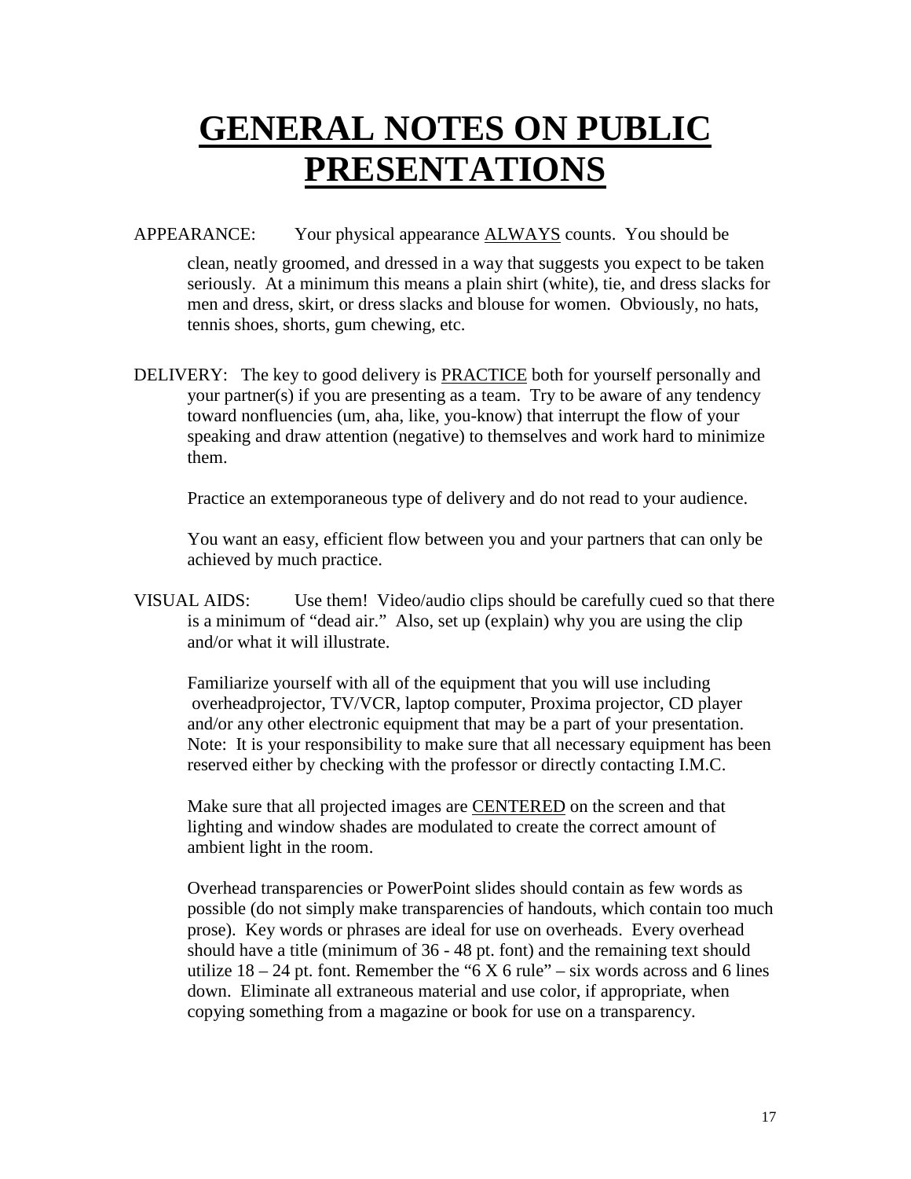# GENERAL NOTES ON PUBLIC PRESENTATIONS

APPEARANCE: Your physical appearance ALWAYS counts. You should be clean, neatly groomed, and dressed in a way that suggests you expect to be taken seriously. At a minimum this means a plain shirt (white), tie, and dress slacks for men and dress, skirt, or dress slacks and blouse for women. Obviously, no hats, tennis shoes, shorts, gum chewing, etc.

DELIVERY: The key to good delivery is PRACTICE both for yourself personally and your partner(s) if you are presenting as a team. Try to be aware of any tendency toward nonfluencies (um, aha, like, you-know) that interrupt the flow of your speaking and draw attention (negative) to themselves and work hard to minimize them.

Practice an extemporaneous type of delivery and do not read to your audience.

You want an easy, efficient flow between you and your partners that can only be achieved by much practice.

VISUAL AIDS: Use them! Video/audio clips should be carefully cued so that there is a minimum of "dead air." Also, set up (explain) why you are using the clip and/or what it will illustrate.

Familiarize yourself with all of the equipment that you will use including overheadprojector, TV/VCR, laptop computer, Proxima projector, CD player and/or any other electronic equipment that may be a part of your presentation. Note: It is your responsibility to make sure that all necessary equipment has been reserved either by checking with the professor or directly contacting I.M.C.

Make sure that all projected images are CENTERED on the screen and that lighting and window shades are modulated to create the correct amount of ambient light in the room.

Overhead transparencies or PowerPoint slides should contain as few words as possible (do not simply make transparencies of handouts, which contain too much prose). Key words or phrases are ideal for use on overheads. Every overhead should have a title (minimum of 36 - 48 pt. font) and the remaining text should utilize 18 – 24 pt. font. Remember the "6 X 6 rule" – six words across and 6 lines down. Eliminate all extraneous material and use color, if appropriate, when copying something from a magazine or book for use on a transparency.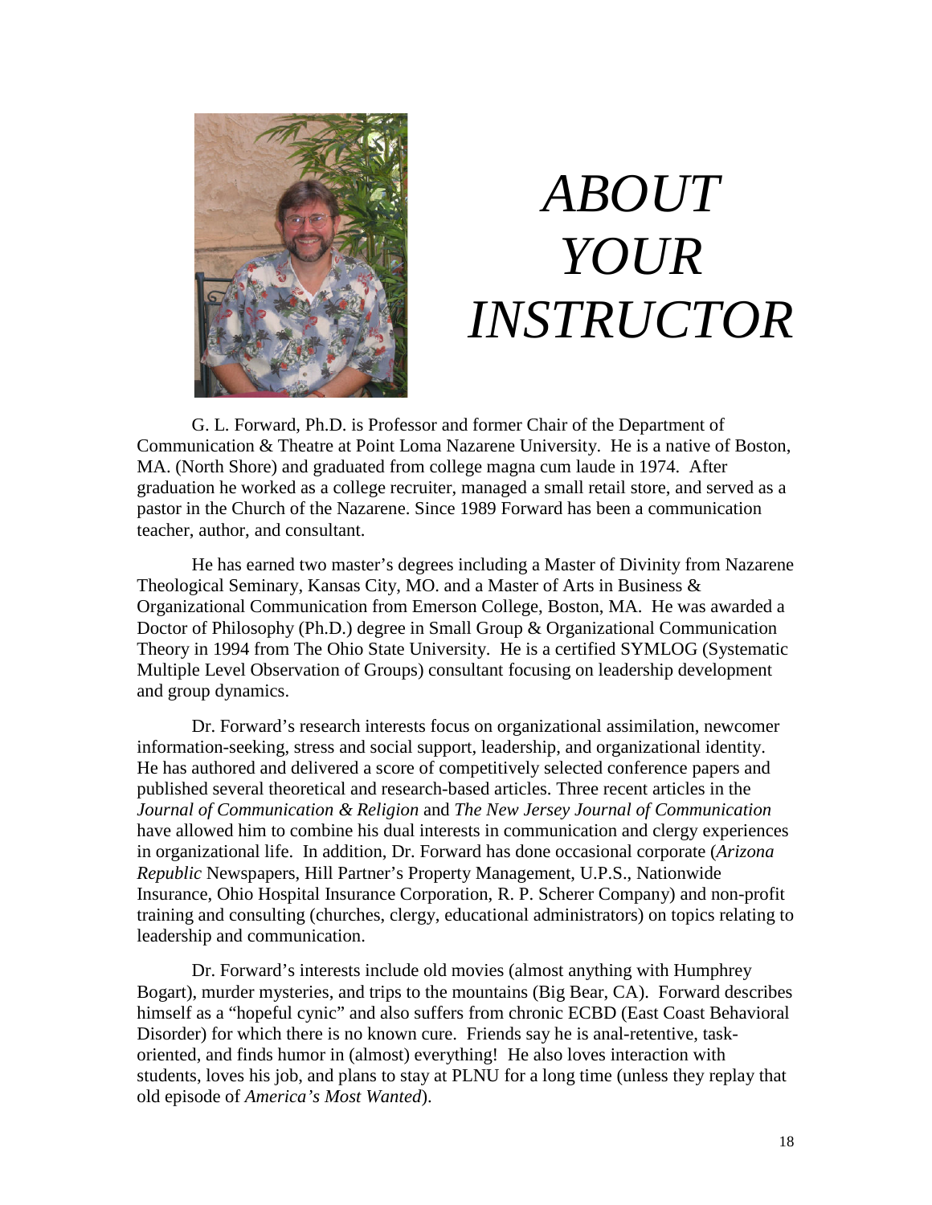# *ABOUT YOUR INSTRUCTOR*

G. L. Forward, Ph.D. is Professor and former Chair of the Department of Communication & Theatre at Point Loma Nazarene University. He is a native of Boston, MA. (North Shore) and graduated from college magna cum laude in 1974. After graduation he worked as a college recruiter, managed a small retail store, and served as a pastor in the Church of the Nazarene. Since 1989 Forward has been a communication teacher, author, and consultant.

He has earned two master's degrees including a Master of Divinity from Nazarene Theological Seminary, Kansas City, MO. and a Master of Arts in Business & Organizational Communication from Emerson College, Boston, MA. He was awarded a Doctor of Philosophy (Ph.D.) degree in Small Group & Organizational Communication Theory in 1994 from The Ohio State University. He is a certified SYMLOG (Systematic Multiple Level Observation of Groups) consultant focusing on leadership development and group dynamics.

Dr. Forward's research interests focus on organizational assimilation, newcomer information-seeking, stress and social support, leadership, and organizational identity. He has authored and delivered a score of competitively selected conference papers and published several theoretical and research-based articles. Three recent articles in the *Journal of Communication & Religion* and *The New Jersey Journal of Communication* have allowed him to combine his dual interests in communication and clergy experiences in organizational life. In addition, Dr. Forward has done occasional corporate (*Arizona Republic* Newspapers, Hill Partner's Property Management, U.P.S., Nationwide Insurance, Ohio Hospital Insurance Corporation, R. P. Scherer Company) and non-profit training and consulting (churches, clergy, educational administrators) on topics relating to leadership and communication.

Dr. Forward's interests include old movies (almost anything with Humphrey Bogart), murder mysteries, and trips to the mountains (Big Bear, CA). Forward describes himself as a "hopeful cynic" and also suffers from chronic ECBD (East Coast Behavioral Disorder) for which there is no known cure. Friends say he is anal-retentive, task-oriented, and finds humor in (almost) everything! He also loves interaction with students, loves his job, and plans to stay at PLNU for a long time (unless they replay that old episode of *America's Most Wanted*).